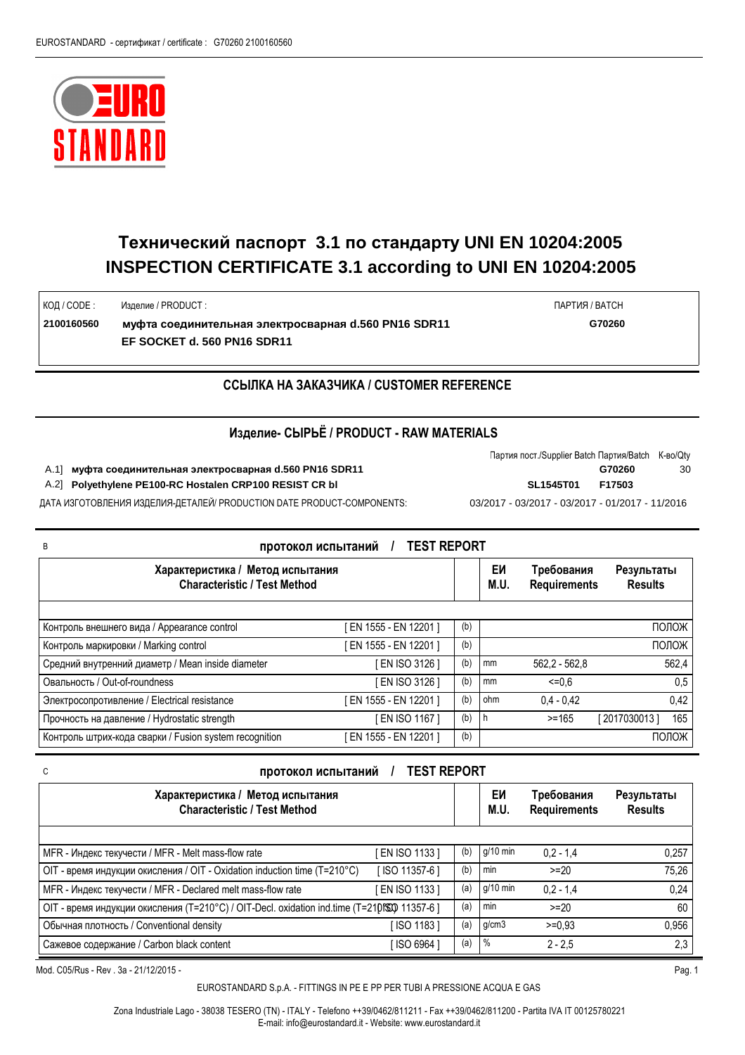# Технический паспорт 3.1 по стандарту UNI EN 10204:2005
# INSPECTION CERTIFICATE 3.1 according to UNI EN 10204:2005

| КОД / CODE : | Изделие / PRODUCT : | ПАРТИЯ / BATCH |
|---|---|---|
| **2100160560** | **муфта соединительная электросварная d.560 PN16 SDR11**<br>**EF SOCKET d. 560 PN16 SDR11** | **G70260** |

## ССЫЛКА НА ЗАКАЗЧИКА / CUSTOMER REFERENCE

## Изделие- СЫРЬЁ / PRODUCT - RAW MATERIALS

| | | Партия пост./Supplier Batch | Партия/Batch | К-во/Qty |
|---|---|---|---|---|
| A.1] | **муфта соединительная электросварная d.560 PN16 SDR11** | | **G70260** | 30 |
| A.2] | **Polyethylene PE100-RC Hostalen CRP100 RESIST CR bl** | **SL1545T01** | **F17503** | |

ДАТА ИЗГОТОВЛЕНИЯ ИЗДЕЛИЯ-ДЕТАЛЕЙ/ PRODUCTION DATE PRODUCT-COMPONENTS: 03/2017 - 03/2017 - 03/2017 - 01/2017 - 11/2016

B

## протокол испытаний / TEST REPORT

| Характеристика / Метод испытания<br>Characteristic / Test Method | | | ЕИ<br>M.U. | Требования<br>Requirements | Результаты<br>Results |
|---|---|---|---|---|---|
| Контроль внешнего вида / Appearance control | [ EN 1555 - EN 12201 ] | (b) | | | ПОЛОЖ |
| Контроль маркировки / Marking control | [ EN 1555 - EN 12201 ] | (b) | | | ПОЛОЖ |
| Средний внутренний диаметр / Mean inside diameter | [ EN ISO 3126 ] | (b) | mm | 562,2 - 562,8 | 562,4 |
| Овальность / Out-of-roundness | [ EN ISO 3126 ] | (b) | mm | <=0,6 | 0,5 |
| Электросопротивление / Electrical resistance | [ EN 1555 - EN 12201 ] | (b) | ohm | 0,4 - 0,42 | 0,42 |
| Прочность на давление / Hydrostatic strength | [ EN ISO 1167 ] | (b) | h | >=165 | [ 2017030013 ] 165 |
| Контроль штрих-кода сварки / Fusion system recognition | [ EN 1555 - EN 12201 ] | (b) | | | ПОЛОЖ |

C

## протокол испытаний / TEST REPORT

| Характеристика / Метод испытания<br>Characteristic / Test Method | | | ЕИ<br>M.U. | Требования<br>Requirements | Результаты<br>Results |
|---|---|---|---|---|---|
| MFR - Индекс текучести / MFR - Melt mass-flow rate | [ EN ISO 1133 ] | (b) | g/10 min | 0,2 - 1,4 | 0,257 |
| OIT - время индукции окисления / OIT - Oxidation induction time (T=210°C) | [ ISO 11357-6 ] | (b) | min | >=20 | 75,26 |
| MFR - Индекс текучести / MFR - Declared melt mass-flow rate | [ EN ISO 1133 ] | (a) | g/10 min | 0,2 - 1,4 | 0,24 |
| OIT - время индукции окисления (T=210°C) / OIT-Decl. oxidation ind.time (T=210°C) | [ ISO 11357-6 ] | (a) | min | >=20 | 60 |
| Обычная плотность / Conventional density | [ ISO 1183 ] | (a) | g/cm3 | >=0,93 | 0,956 |
| Сажевое содержание / Carbon black content | [ ISO 6964 ] | (a) | % | 2 - 2,5 | 2,3 |

Mod. C05/Rus - Rev . 3a - 21/12/2015 -

EUROSTANDARD S.p.A. - FITTINGS IN PE E PP PER TUBI A PRESSIONE ACQUA E GAS

Zona Industriale Lago - 38038 TESERO (TN) - ITALY - Telefono ++39/0462/811211 - Fax ++39/0462/811200 - Partita IVA IT 00125780221
E-mail: info@eurostandard.it - Website: www.eurostandard.it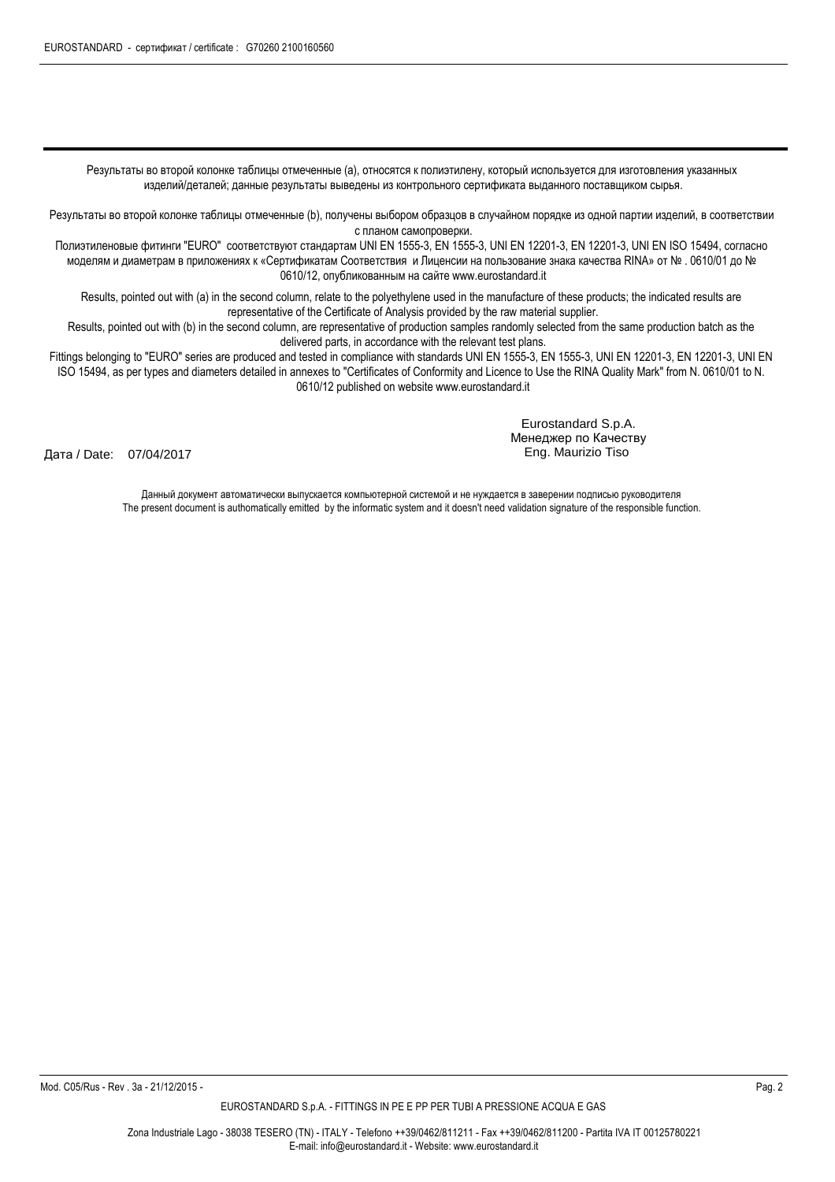Результаты во второй колонке таблицы отмеченные (a), относятся к полиэтилену, который используется для изготовления указанных изделий/деталей; данные результаты выведены из контрольного сертификата выданного поставщиком сырья.

Результаты во второй колонке таблицы отмеченные (b), получены выбором образцов в случайном порядке из одной партии изделий, в соответствии с планом самопроверки.

Полиэтиленовые фитинги "EURO" соответствуют стандартам UNI EN 1555-3, EN 1555-3, UNI EN 12201-3, EN 12201-3, UNI EN ISO 15494, согласно моделям и диаметрам в приложениях к «Сертификатам Соответствия и Лицензии на пользование знака качества RINA» от № . 0610/01 до № 0610/12, опубликованным на сайте www.eurostandard.it

Results, pointed out with (a) in the second column, relate to the polyethylene used in the manufacture of these products; the indicated results are representative of the Certificate of Analysis provided by the raw material supplier.

Results, pointed out with (b) in the second column, are representative of production samples randomly selected from the same production batch as the delivered parts, in accordance with the relevant test plans.

Fittings belonging to "EURO" series are produced and tested in compliance with standards UNI EN 1555-3, EN 1555-3, UNI EN 12201-3, EN 12201-3, UNI EN ISO 15494, as per types and diameters detailed in annexes to "Certificates of Conformity and Licence to Use the RINA Quality Mark" from N. 0610/01 to N. 0610/12 published on website www.eurostandard.it

Дата / Date: 07/04/2017

Eurostandard S.p.A.
Менеджер по Качеству
Eng. Maurizio Tiso

Данный документ автоматически выпускается компьютерной системой и не нуждается в заверении подписью руководителя
The present document is authomatically emitted by the informatic system and it doesn't need validation signature of the responsible function.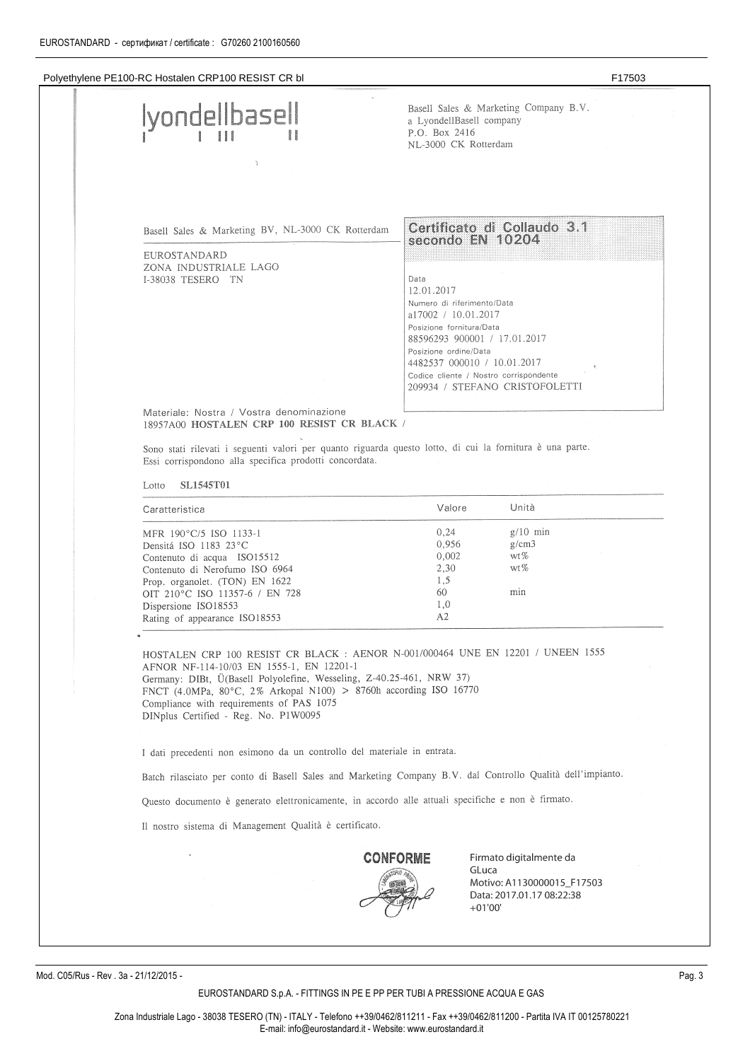Polyethylene PE100-RC Hostalen CRP100 RESIST CR bl — F17503

lyondellbasell

Basell Sales & Marketing Company B.V.
a LyondellBasell company
P.O. Box 2416
NL-3000 CK Rotterdam

Basell Sales & Marketing BV, NL-3000 CK Rotterdam

EUROSTANDARD
ZONA INDUSTRIALE LAGO
I-38038 TESERO TN

## Certificato di Collaudo 3.1 secondo EN 10204

Data
12.01.2017
Numero di riferimento/Data
a17002 / 10.01.2017
Posizione fornitura/Data
88596293 900001 / 17.01.2017
Posizione ordine/Data
4482537 000010 / 10.01.2017
Codice cliente / Nostro corrispondente
209934 / STEFANO CRISTOFOLETTI

Materiale: Nostra / Vostra denominazione
18957A00 **HOSTALEN CRP 100 RESIST CR BLACK** /

Sono stati rilevati i seguenti valori per quanto riguarda questo lotto, di cui la fornitura è una parte. Essi corrispondono alla specifica prodotti concordata.

Lotto **SL1545T01**

| Caratteristica | Valore | Unità |
|---|---|---|
| MFR 190°C/5 ISO 1133-1 | 0,24 | g/10 min |
| Densitá ISO 1183 23°C | 0,956 | g/cm3 |
| Contenuto di acqua ISO15512 | 0,002 | wt% |
| Contenuto di Nerofumo ISO 6964 | 2,30 | wt% |
| Prop. organolet. (TON) EN 1622 | 1,5 | |
| OIT 210°C ISO 11357-6 / EN 728 | 60 | min |
| Dispersione ISO18553 | 1,0 | |
| Rating of appearance ISO18553 | A2 | |

HOSTALEN CRP 100 RESIST CR BLACK : AENOR N-001/000464 UNE EN 12201 / UNEEN 1555
AFNOR NF-114-10/03 EN 1555-1, EN 12201-1
Germany: DIBt, Ü(Basell Polyolefine, Wesseling, Z-40.25-461, NRW 37)
FNCT (4.0MPa, 80°C, 2% Arkopal N100) > 8760h according ISO 16770
Compliance with requirements of PAS 1075
DINplus Certified - Reg. No. P1W0095

I dati precedenti non esimono da un controllo del materiale in entrata.

Batch rilasciato per conto di Basell Sales and Marketing Company B.V. dal Controllo Qualità dell'impianto.

Questo documento è generato elettronicamente, in accordo alle attuali specifiche e non è firmato.

Il nostro sistema di Management Qualità è certificato.

**CONFORME**

Firmato digitalmente da
GLuca
Motivo: A1130000015_F17503
Data: 2017.01.17 08:22:38
+01'00'